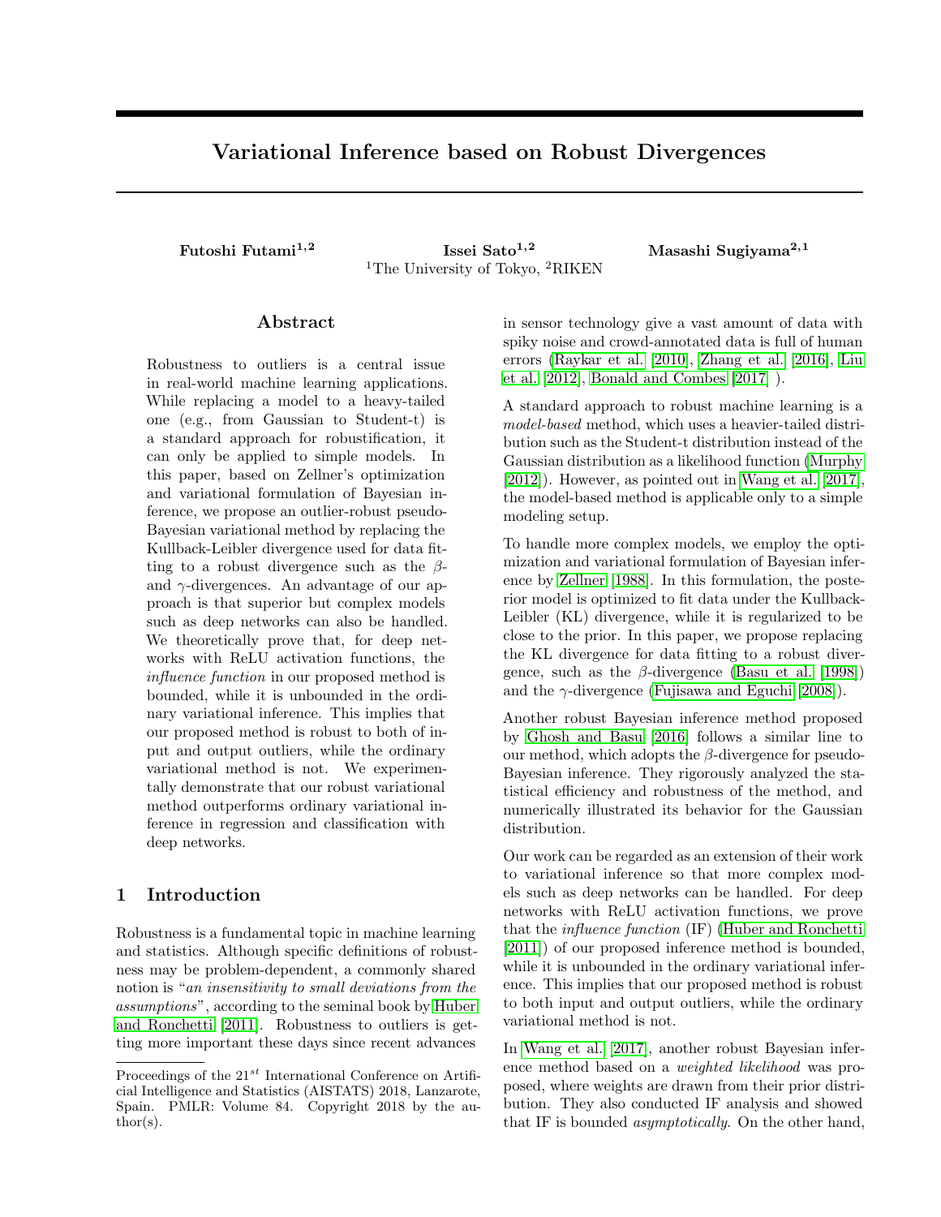# Variational Inference based on Robust Divergences

**Futoshi Futami**[1,2] **Issei Sato**[1,2] **Masashi Sugiyama**[2,1]

[1]The University of Tokyo, [2]RIKEN

## Abstract

Robustness to outliers is a central issue in real-world machine learning applications. While replacing a model to a heavy-tailed one (e.g., from Gaussian to Student-t) is a standard approach for robustification, it can only be applied to simple models. In this paper, based on Zellner's optimization and variational formulation of Bayesian inference, we propose an outlier-robust pseudo-Bayesian variational method by replacing the Kullback-Leibler divergence used for data fitting to a robust divergence such as the $\beta$- and $\gamma$-divergences. An advantage of our approach is that superior but complex models such as deep networks can also be handled. We theoretically prove that, for deep networks with ReLU activation functions, the *influence function* in our proposed method is bounded, while it is unbounded in the ordinary variational inference. This implies that our proposed method is robust to both of input and output outliers, while the ordinary variational method is not. We experimentally demonstrate that our robust variational method outperforms ordinary variational inference in regression and classification with deep networks.

## 1 Introduction

Robustness is a fundamental topic in machine learning and statistics. Although specific definitions of robustness may be problem-dependent, a commonly shared notion is "*an insensitivity to small deviations from the assumptions*", according to the seminal book by Huber and Ronchetti [2011]. Robustness to outliers is getting more important these days since recent advances in sensor technology give a vast amount of data with spiky noise and crowd-annotated data is full of human errors (Raykar et al. [2010], Zhang et al. [2016], Liu et al. [2012], Bonald and Combes [2017] ).

A standard approach to robust machine learning is a *model-based* method, which uses a heavier-tailed distribution such as the Student-t distribution instead of the Gaussian distribution as a likelihood function (Murphy [2012]). However, as pointed out in Wang et al. [2017], the model-based method is applicable only to a simple modeling setup.

To handle more complex models, we employ the optimization and variational formulation of Bayesian inference by Zellner [1988]. In this formulation, the posterior model is optimized to fit data under the Kullback-Leibler (KL) divergence, while it is regularized to be close to the prior. In this paper, we propose replacing the KL divergence for data fitting to a robust divergence, such as the $\beta$-divergence (Basu et al. [1998]) and the $\gamma$-divergence (Fujisawa and Eguchi [2008]).

Another robust Bayesian inference method proposed by Ghosh and Basu [2016] follows a similar line to our method, which adopts the $\beta$-divergence for pseudo-Bayesian inference. They rigorously analyzed the statistical efficiency and robustness of the method, and numerically illustrated its behavior for the Gaussian distribution.

Our work can be regarded as an extension of their work to variational inference so that more complex models such as deep networks can be handled. For deep networks with ReLU activation functions, we prove that the *influence function* (IF) (Huber and Ronchetti [2011]) of our proposed inference method is bounded, while it is unbounded in the ordinary variational inference. This implies that our proposed method is robust to both input and output outliers, while the ordinary variational method is not.

In Wang et al. [2017], another robust Bayesian inference method based on a *weighted likelihood* was proposed, where weights are drawn from their prior distribution. They also conducted IF analysis and showed that IF is bounded *asymptotically*. On the other hand,

Proceedings of the 21[st] International Conference on Artificial Intelligence and Statistics (AISTATS) 2018, Lanzarote, Spain. PMLR: Volume 84. Copyright 2018 by the author(s).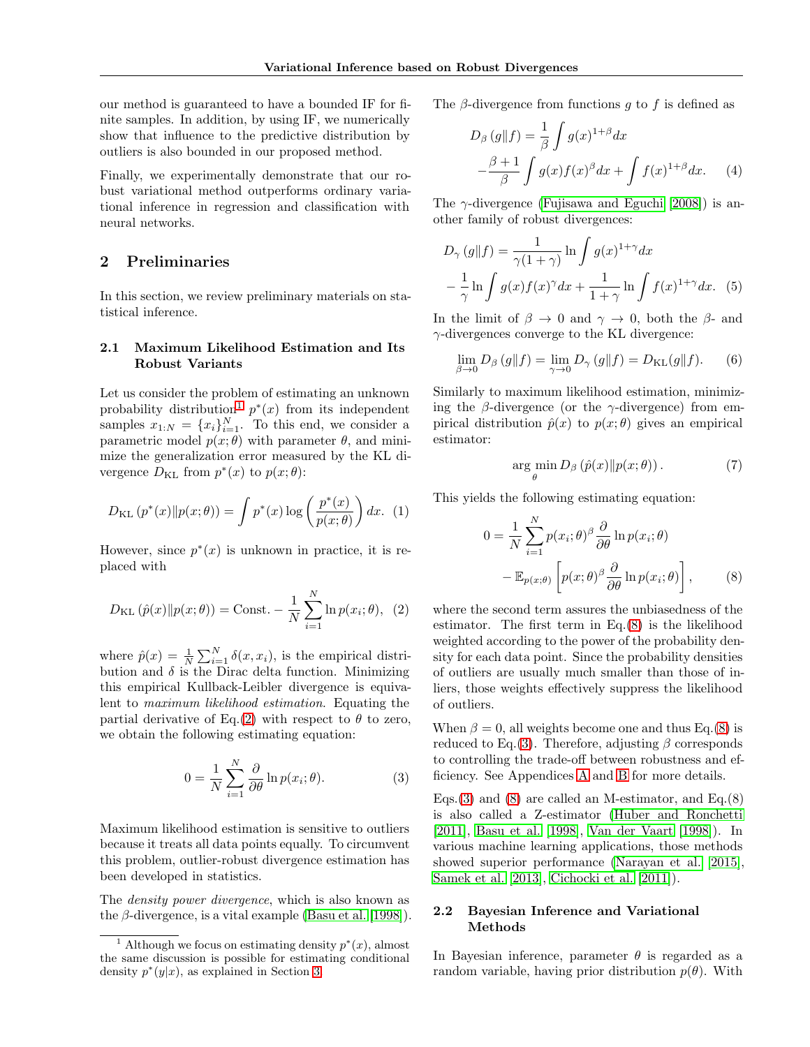our method is guaranteed to have a bounded IF for finite samples. In addition, by using IF, we numerically show that influence to the predictive distribution by outliers is also bounded in our proposed method.

Finally, we experimentally demonstrate that our robust variational method outperforms ordinary variational inference in regression and classification with neural networks.

## 2 Preliminaries

In this section, we review preliminary materials on statistical inference.

### 2.1 Maximum Likelihood Estimation and Its Robust Variants

Let us consider the problem of estimating an unknown probability distribution[1] $p^*(x)$ from its independent samples $x_{1:N} = \{x_i\}_{i=1}^N$. To this end, we consider a parametric model $p(x;\theta)$ with parameter $\theta$, and minimize the generalization error measured by the KL divergence $D_{\mathrm{KL}}$ from $p^*(x)$ to $p(x;\theta)$:

$$D_{\mathrm{KL}}\left(p^*(x) \| p(x;\theta)\right) = \int p^*(x) \log\left(\frac{p^*(x)}{p(x;\theta)}\right) dx. \quad (1)$$

However, since $p^*(x)$ is unknown in practice, it is replaced with

$$D_{\mathrm{KL}}\left(\hat{p}(x) \| p(x;\theta)\right) = \mathrm{Const.} - \frac{1}{N}\sum_{i=1}^{N} \ln p(x_i;\theta), \quad (2)$$

where $\hat{p}(x) = \frac{1}{N}\sum_{i=1}^{N}\delta(x, x_i)$, is the empirical distribution and $\delta$ is the Dirac delta function. Minimizing this empirical Kullback-Leibler divergence is equivalent to *maximum likelihood estimation*. Equating the partial derivative of Eq.(2) with respect to $\theta$ to zero, we obtain the following estimating equation:

$$0 = \frac{1}{N}\sum_{i=1}^{N} \frac{\partial}{\partial\theta} \ln p(x_i;\theta). \quad (3)$$

Maximum likelihood estimation is sensitive to outliers because it treats all data points equally. To circumvent this problem, outlier-robust divergence estimation has been developed in statistics.

The *density power divergence*, which is also known as the $\beta$-divergence, is a vital example (Basu et al. [1998]).

The $\beta$-divergence from functions $g$ to $f$ is defined as

$$D_\beta\left(g \| f\right) = \frac{1}{\beta}\int g(x)^{1+\beta} dx - \frac{\beta+1}{\beta}\int g(x) f(x)^\beta dx + \int f(x)^{1+\beta} dx. \quad (4)$$

The $\gamma$-divergence (Fujisawa and Eguchi [2008]) is another family of robust divergences:

$$D_\gamma\left(g \| f\right) = \frac{1}{\gamma(1+\gamma)} \ln \int g(x)^{1+\gamma} dx - \frac{1}{\gamma}\ln\int g(x) f(x)^\gamma dx + \frac{1}{1+\gamma}\ln\int f(x)^{1+\gamma} dx. \quad (5)$$

In the limit of $\beta \to 0$ and $\gamma \to 0$, both the $\beta$- and $\gamma$-divergences converge to the KL divergence:

$$\lim_{\beta\to 0} D_\beta\left(g \| f\right) = \lim_{\gamma \to 0} D_\gamma\left(g \| f\right) = D_{\mathrm{KL}}(g \| f). \quad (6)$$

Similarly to maximum likelihood estimation, minimizing the $\beta$-divergence (or the $\gamma$-divergence) from empirical distribution $\hat{p}(x)$ to $p(x;\theta)$ gives an empirical estimator:

$$\arg\min_{\theta} D_\beta\left(\hat{p}(x) \| p(x;\theta)\right). \quad (7)$$

This yields the following estimating equation:

$$0 = \frac{1}{N}\sum_{i=1}^{N} p(x_i;\theta)^\beta \frac{\partial}{\partial\theta}\ln p(x_i;\theta) - \mathbb{E}_{p(x;\theta)}\left[p(x;\theta)^\beta \frac{\partial}{\partial\theta}\ln p(x_i;\theta)\right], \quad (8)$$

where the second term assures the unbiasedness of the estimator. The first term in Eq.(8) is the likelihood weighted according to the power of the probability density for each data point. Since the probability densities of outliers are usually much smaller than those of inliers, those weights effectively suppress the likelihood of outliers.

When $\beta = 0$, all weights become one and thus Eq.(8) is reduced to Eq.(3). Therefore, adjusting $\beta$ corresponds to controlling the trade-off between robustness and efficiency. See Appendices A and B for more details.

Eqs.(3) and (8) are called an M-estimator, and Eq.(8) is also called a Z-estimator (Huber and Ronchetti [2011], Basu et al. [1998], Van der Vaart [1998]). In various machine learning applications, those methods showed superior performance (Narayan et al. [2015], Samek et al. [2013], Cichocki et al. [2011]).

### 2.2 Bayesian Inference and Variational Methods

In Bayesian inference, parameter $\theta$ is regarded as a random variable, having prior distribution $p(\theta)$. With

[1] Although we focus on estimating density $p^*(x)$, almost the same discussion is possible for estimating conditional density $p^*(y|x)$, as explained in Section 3.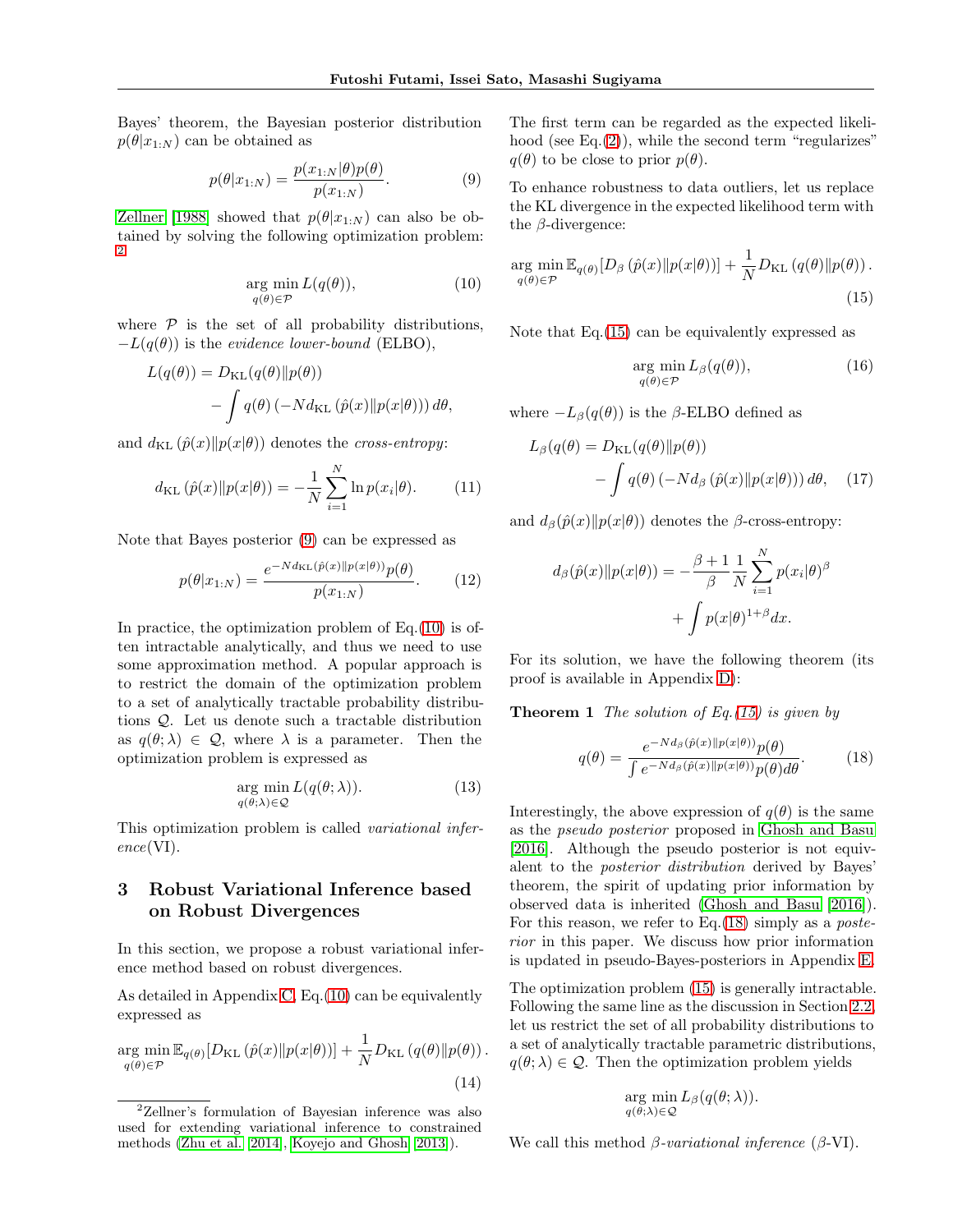Bayes' theorem, the Bayesian posterior distribution $p(\theta|x_{1:N})$ can be obtained as

$$p(\theta|x_{1:N}) = \frac{p(x_{1:N}|\theta)p(\theta)}{p(x_{1:N})}. \tag{9}$$

Zellner [1988] showed that $p(\theta|x_{1:N})$ can also be obtained by solving the following optimization problem: [2]

$$\underset{q(\theta)\in\mathcal{P}}{\arg\min}\, L(q(\theta)), \tag{10}$$

where $\mathcal{P}$ is the set of all probability distributions, $-L(q(\theta))$ is the *evidence lower-bound* (ELBO),

$$L(q(\theta)) = D_{\mathrm{KL}}(q(\theta)\|p(\theta)) - \int q(\theta)\left(-N d_{\mathrm{KL}}\left(\hat{p}(x)\|p(x|\theta)\right)\right) d\theta,$$

and $d_{\mathrm{KL}}\left(\hat{p}(x)\|p(x|\theta)\right)$ denotes the *cross-entropy*:

$$d_{\mathrm{KL}}\left(\hat{p}(x)\|p(x|\theta)\right) = -\frac{1}{N}\sum_{i=1}^{N}\ln p(x_i|\theta). \tag{11}$$

Note that Bayes posterior (9) can be expressed as

$$p(\theta|x_{1:N}) = \frac{e^{-N d_{\mathrm{KL}}(\hat{p}(x)\|p(x|\theta))}p(\theta)}{p(x_{1:N})}. \tag{12}$$

In practice, the optimization problem of Eq.(10) is often intractable analytically, and thus we need to use some approximation method. A popular approach is to restrict the domain of the optimization problem to a set of analytically tractable probability distributions $\mathcal{Q}$. Let us denote such a tractable distribution as $q(\theta;\lambda) \in \mathcal{Q}$, where $\lambda$ is a parameter. Then the optimization problem is expressed as

$$\underset{q(\theta;\lambda)\in\mathcal{Q}}{\arg\min}\, L(q(\theta;\lambda)). \tag{13}$$

This optimization problem is called *variational inference*(VI).

## 3 Robust Variational Inference based on Robust Divergences

In this section, we propose a robust variational inference method based on robust divergences.

As detailed in Appendix C, Eq.(10) can be equivalently expressed as

$$\underset{q(\theta)\in\mathcal{P}}{\arg\min}\, \mathbb{E}_{q(\theta)}[D_{\mathrm{KL}}\left(\hat{p}(x)\|p(x|\theta)\right)] + \frac{1}{N}D_{\mathrm{KL}}\left(q(\theta)\|p(\theta)\right). \tag{14}$$

The first term can be regarded as the expected likelihood (see Eq.(2)), while the second term "regularizes" $q(\theta)$ to be close to prior $p(\theta)$.

To enhance robustness to data outliers, let us replace the KL divergence in the expected likelihood term with the $\beta$-divergence:

$$\underset{q(\theta)\in\mathcal{P}}{\arg\min}\, \mathbb{E}_{q(\theta)}[D_{\beta}\left(\hat{p}(x)\|p(x|\theta)\right)] + \frac{1}{N}D_{\mathrm{KL}}\left(q(\theta)\|p(\theta)\right). \tag{15}$$

Note that Eq.(15) can be equivalently expressed as

$$\underset{q(\theta)\in\mathcal{P}}{\arg\min}\, L_{\beta}(q(\theta)), \tag{16}$$

where $-L_{\beta}(q(\theta))$ is the $\beta$-ELBO defined as

$$L_{\beta}(q(\theta)) = D_{\mathrm{KL}}(q(\theta)\|p(\theta)) - \int q(\theta)\left(-N d_{\beta}\left(\hat{p}(x)\|p(x|\theta)\right)\right) d\theta, \tag{17}$$

and $d_{\beta}(\hat{p}(x)\|p(x|\theta))$ denotes the $\beta$-cross-entropy:

$$d_{\beta}(\hat{p}(x)\|p(x|\theta)) = -\frac{\beta+1}{\beta}\frac{1}{N}\sum_{i=1}^{N}p(x_i|\theta)^{\beta} + \int p(x|\theta)^{1+\beta}dx.$$

For its solution, we have the following theorem (its proof is available in Appendix D):

**Theorem 1** *The solution of Eq.(15) is given by*

$$q(\theta) = \frac{e^{-N d_{\beta}(\hat{p}(x)\|p(x|\theta))}p(\theta)}{\int e^{-N d_{\beta}(\hat{p}(x)\|p(x|\theta))}p(\theta)d\theta}. \tag{18}$$

Interestingly, the above expression of $q(\theta)$ is the same as the *pseudo posterior* proposed in Ghosh and Basu [2016]. Although the pseudo posterior is not equivalent to the *posterior distribution* derived by Bayes' theorem, the spirit of updating prior information by observed data is inherited (Ghosh and Basu [2016]). For this reason, we refer to Eq.(18) simply as a *posterior* in this paper. We discuss how prior information is updated in pseudo-Bayes-posteriors in Appendix E.

The optimization problem (15) is generally intractable. Following the same line as the discussion in Section 2.2, let us restrict the set of all probability distributions to a set of analytically tractable parametric distributions, $q(\theta;\lambda) \in \mathcal{Q}$. Then the optimization problem yields

$$\underset{q(\theta;\lambda)\in\mathcal{Q}}{\arg\min}\, L_{\beta}(q(\theta;\lambda)).$$

We call this method *$\beta$-variational inference* ($\beta$-VI).

[2] Zellner's formulation of Bayesian inference was also used for extending variational inference to constrained methods (Zhu et al. [2014], Koyejo and Ghosh [2013]).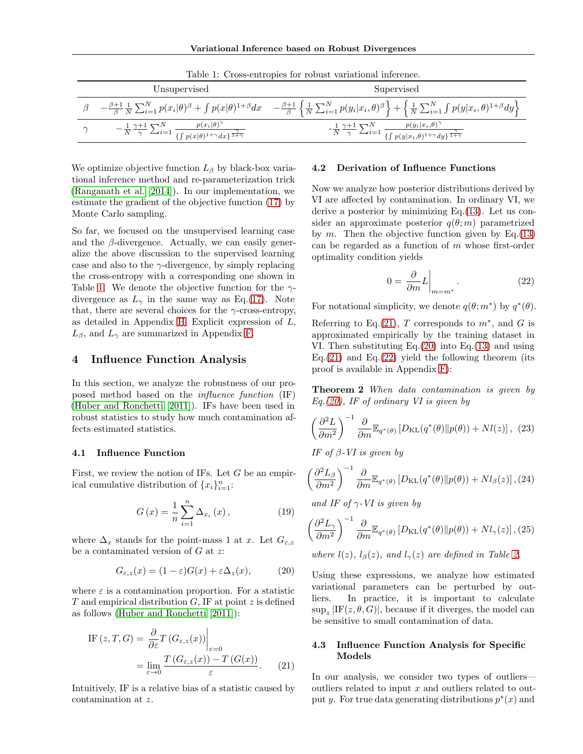Table 1: Cross-entropies for robust variational inference.

| | Unsupervised | Supervised |
|---|---|---|
| $\beta$ | $-\frac{\beta+1}{\beta}\frac{1}{N}\sum_{i=1}^{N}p(x_i\|\theta)^{\beta}+\int p(x\|\theta)^{1+\beta}dx$ | $-\frac{\beta+1}{\beta}\left\{\frac{1}{N}\sum_{i=1}^{N}p(y_i\|x_i,\theta)^{\beta}\right\}+\left\{\frac{1}{N}\sum_{i=1}^{N}\int p(y\|x_i,\theta)^{1+\beta}dy\right\}$ |
| $\gamma$ | $-\frac{1}{N}\frac{\gamma+1}{\gamma}\sum_{i=1}^{N}\frac{p(x_i\|\theta)^{\gamma}}{\{\int p(x\|\theta)^{1+\gamma}dx\}^{\frac{\gamma}{1+\gamma}}}$ | $-\frac{1}{N}\frac{\gamma+1}{\gamma}\sum_{i=1}^{N}\frac{p(y_i\|x_i,\theta)^{\gamma}}{\{\int p(y\|x_i,\theta)^{1+\gamma}dy\}^{\frac{\gamma}{1+\gamma}}}$ |

We optimize objective function $L_\beta$ by black-box variational inference method and re-parameterization trick (Ranganath et al. 2014). In our implementation, we estimate the gradient of the objective function (17) by Monte Carlo sampling.

So far, we focused on the unsupervised learning case and the $\beta$-divergence. Actually, we can easily generalize the above discussion to the supervised learning case and also to the $\gamma$-divergence, by simply replacing the cross-entropy with a corresponding one shown in Table 1. We denote the objective function for the $\gamma$-divergence as $L_\gamma$ in the same way as Eq.(17). Note that, there are several choices for the $\gamma$-cross-entropy, as detailed in Appendix H. Explicit expression of $L$, $L_\beta$, and $L_\gamma$ are summarized in Appendix F.

## 4 Influence Function Analysis

In this section, we analyze the robustness of our proposed method based on the *influence function* (IF) (Huber and Ronchetti 2011). IFs have been used in robust statistics to study how much contamination affects estimated statistics.

### 4.1 Influence Function

First, we review the notion of IFs. Let $G$ be an empirical cumulative distribution of $\{x_i\}_{i=1}^{n}$:

$$G(x)=\frac{1}{n}\sum_{i=1}^{n}\Delta_{x_i}(x), \tag{19}$$

where $\Delta_x$ stands for the point-mass 1 at $x$. Let $G_{\varepsilon,z}$ be a contaminated version of $G$ at $z$:

$$G_{\varepsilon,z}(x)=(1-\varepsilon)G(x)+\varepsilon\Delta_z(x), \tag{20}$$

where $\varepsilon$ is a contamination proportion. For a statistic $T$ and empirical distribution $G$, IF at point $z$ is defined as follows (Huber and Ronchetti 2011):

$$\begin{aligned}\mathrm{IF}(z,T,G)&=\frac{\partial}{\partial\varepsilon}T(G_{\varepsilon,z}(x))\bigg|_{\varepsilon=0}\\&=\lim_{\varepsilon\to0}\frac{T(G_{\varepsilon,z}(x))-T(G(x))}{\varepsilon}.\end{aligned} \tag{21}$$

Intuitively, IF is a relative bias of a statistic caused by contamination at $z$.

### 4.2 Derivation of Influence Functions

Now we analyze how posterior distributions derived by VI are affected by contamination. In ordinary VI, we derive a posterior by minimizing Eq.(13). Let us consider an approximate posterior $q(\theta;m)$ parametrized by $m$. Then the objective function given by Eq.(13) can be regarded as a function of $m$ whose first-order optimality condition yields

$$0=\frac{\partial}{\partial m}L\bigg|_{m=m^*}. \tag{22}$$

For notational simplicity, we denote $q(\theta;m^*)$ by $q^*(\theta)$.

Referring to Eq.(21), $T$ corresponds to $m^*$, and $G$ is approximated empirically by the training dataset in VI. Then substituting Eq.(20) into Eq.(13) and using Eq.(21) and Eq.(22) yield the following theorem (its proof is available in Appendix F):

**Theorem 2** *When data contamination is given by Eq.(20), IF of ordinary VI is given by*

$$\left(\frac{\partial^2L}{\partial m^2}\right)^{-1}\frac{\partial}{\partial m}\mathbb{E}_{q^*(\theta)}\left[D_{\mathrm{KL}}(q^*(\theta)\|p(\theta))+Nl(z)\right], \tag{23}$$

*IF of $\beta$-VI is given by*

$$\left(\frac{\partial^2L_\beta}{\partial m^2}\right)^{-1}\frac{\partial}{\partial m}\mathbb{E}_{q^*(\theta)}\left[D_{\mathrm{KL}}(q^*(\theta)\|p(\theta))+Nl_\beta(z)\right], \tag{24}$$

*and IF of $\gamma$-VI is given by*

$$\left(\frac{\partial^2L_\gamma}{\partial m^2}\right)^{-1}\frac{\partial}{\partial m}\mathbb{E}_{q^*(\theta)}\left[D_{\mathrm{KL}}(q^*(\theta)\|p(\theta))+Nl_\gamma(z)\right], \tag{25}$$

*where $l(z)$, $l_\beta(z)$, and $l_\gamma(z)$ are defined in Table 2.*

Using these expressions, we analyze how estimated variational parameters can be perturbed by outliers. In practice, it is important to calculate $\sup_z|\mathrm{IF}(z,\theta,G)|$, because if it diverges, the model can be sensitive to small contamination of data.

### 4.3 Influence Function Analysis for Specific Models

In our analysis, we consider two types of outliers—outliers related to input $x$ and outliers related to output $y$. For true data generating distributions $p^*(x)$ and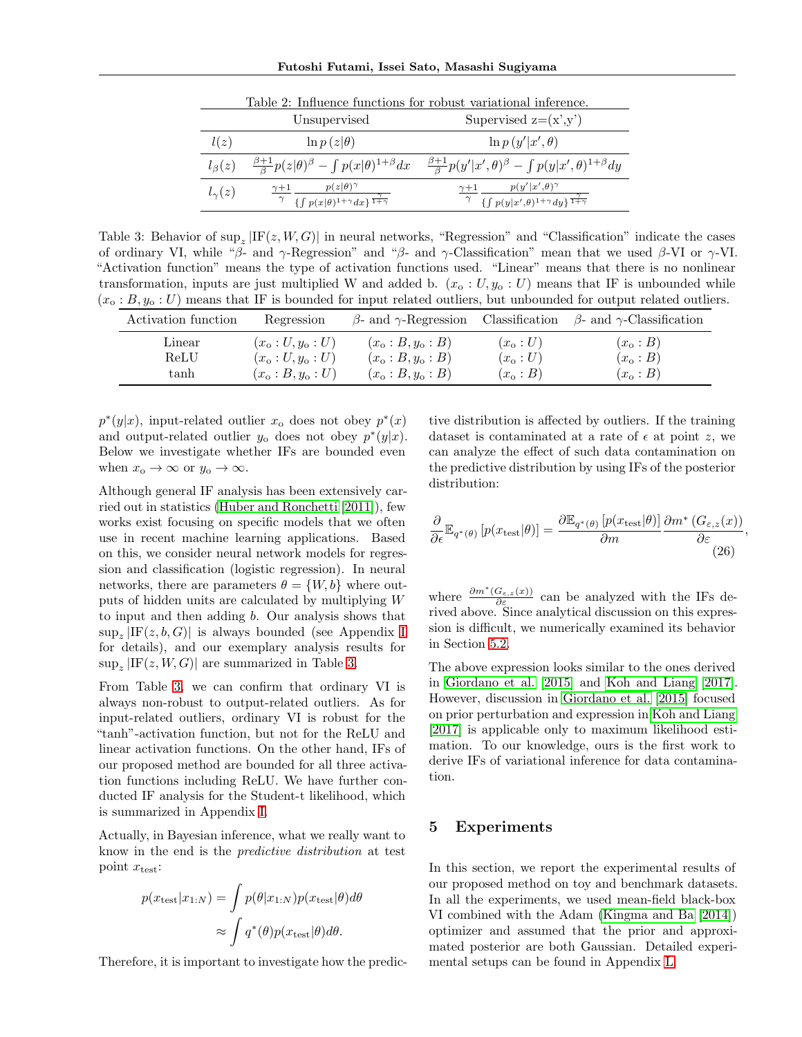Table 2: Influence functions for robust variational inference.

| | Unsupervised | Supervised z=(x',y') |
|---|---|---|
| $l(z)$ | $\ln p\left(z\vert\theta\right)$ | $\ln p\left(y'\vert x',\theta\right)$ |
| $l_\beta(z)$ | $\frac{\beta+1}{\beta}p(z\vert\theta)^\beta - \int p(x\vert\theta)^{1+\beta}dx$ | $\frac{\beta+1}{\beta}p(y'\vert x',\theta)^\beta - \int p(y\vert x',\theta)^{1+\beta}dy$ |
| $l_\gamma(z)$ | $\frac{\gamma+1}{\gamma}\frac{p(z\vert\theta)^\gamma}{\{\int p(x\vert\theta)^{1+\gamma}dx\}^{\frac{\gamma}{1+\gamma}}}$ | $\frac{\gamma+1}{\gamma}\frac{p(y'\vert x',\theta)^\gamma}{\{\int p(y\vert x',\theta)^{1+\gamma}dy\}^{\frac{\gamma}{1+\gamma}}}$ |

Table 3: Behavior of $\sup_z |\mathrm{IF}(z,W,G)|$ in neural networks, "Regression" and "Classification" indicate the cases of ordinary VI, while "$\beta$- and $\gamma$-Regression" and "$\beta$- and $\gamma$-Classification" mean that we used $\beta$-VI or $\gamma$-VI. "Activation function" means the type of activation functions used. "Linear" means that there is no nonlinear transformation, inputs are just multiplied W and added b. $(x_\mathrm{o}:U, y_\mathrm{o}:U)$ means that IF is unbounded while $(x_\mathrm{o}:B, y_\mathrm{o}:U)$ means that IF is bounded for input related outliers, but unbounded for output related outliers.

| Activation function | Regression | $\beta$- and $\gamma$-Regression | Classification | $\beta$- and $\gamma$-Classification |
|---|---|---|---|---|
| Linear | $(x_\mathrm{o}:U, y_\mathrm{o}:U)$ | $(x_\mathrm{o}:B, y_\mathrm{o}:B)$ | $(x_\mathrm{o}:U)$ | $(x_\mathrm{o}:B)$ |
| ReLU | $(x_\mathrm{o}:U, y_\mathrm{o}:U)$ | $(x_\mathrm{o}:B, y_\mathrm{o}:B)$ | $(x_\mathrm{o}:U)$ | $(x_\mathrm{o}:B)$ |
| tanh | $(x_\mathrm{o}:B, y_\mathrm{o}:U)$ | $(x_\mathrm{o}:B, y_\mathrm{o}:B)$ | $(x_\mathrm{o}:B)$ | $(x_\mathrm{o}:B)$ |

$p^*(y|x)$, input-related outlier $x_\mathrm{o}$ does not obey $p^*(x)$ and output-related outlier $y_\mathrm{o}$ does not obey $p^*(y|x)$. Below we investigate whether IFs are bounded even when $x_\mathrm{o}\to\infty$ or $y_\mathrm{o}\to\infty$.

Although general IF analysis has been extensively carried out in statistics (Huber and Ronchetti [2011]), few works exist focusing on specific models that we often use in recent machine learning applications. Based on this, we consider neural network models for regression and classification (logistic regression). In neural networks, there are parameters $\theta=\{W,b\}$ where outputs of hidden units are calculated by multiplying $W$ to input and then adding $b$. Our analysis shows that $\sup_z|\mathrm{IF}(z,b,G)|$ is always bounded (see Appendix I for details), and our exemplary analysis results for $\sup_z|\mathrm{IF}(z,W,G)|$ are summarized in Table 3.

From Table 3, we can confirm that ordinary VI is always non-robust to output-related outliers. As for input-related outliers, ordinary VI is robust for the "tanh"-activation function, but not for the ReLU and linear activation functions. On the other hand, IFs of our proposed method are bounded for all three activation functions including ReLU. We have further conducted IF analysis for the Student-t likelihood, which is summarized in Appendix I.

Actually, in Bayesian inference, what we really want to know in the end is the *predictive distribution* at test point $x_\mathrm{test}$:

$$p(x_\mathrm{test}|x_{1:N}) = \int p(\theta|x_{1:N})p(x_\mathrm{test}|\theta)d\theta \approx \int q^*(\theta)p(x_\mathrm{test}|\theta)d\theta.$$

Therefore, it is important to investigate how the predictive distribution is affected by outliers. If the training dataset is contaminated at a rate of $\epsilon$ at point $z$, we can analyze the effect of such data contamination on the predictive distribution by using IFs of the posterior distribution:

$$\frac{\partial}{\partial\epsilon}\mathbb{E}_{q^*(\theta)}\left[p(x_\mathrm{test}|\theta)\right] = \frac{\partial\mathbb{E}_{q^*(\theta)}\left[p(x_\mathrm{test}|\theta)\right]}{\partial m}\frac{\partial m^*\left(G_{\varepsilon,z}(x)\right)}{\partial\varepsilon}, \tag{26}$$

where $\frac{\partial m^*(G_{\varepsilon,z}(x))}{\partial\varepsilon}$ can be analyzed with the IFs derived above. Since analytical discussion on this expression is difficult, we numerically examined its behavior in Section 5.2.

The above expression looks similar to the ones derived in Giordano et al. [2015] and Koh and Liang [2017]. However, discussion in Giordano et al. [2015] focused on prior perturbation and expression in Koh and Liang [2017] is applicable only to maximum likelihood estimation. To our knowledge, ours is the first work to derive IFs of variational inference for data contamination.

## 5 Experiments

In this section, we report the experimental results of our proposed method on toy and benchmark datasets. In all the experiments, we used mean-field black-box VI combined with the Adam (Kingma and Ba [2014]) optimizer and assumed that the prior and approximated posterior are both Gaussian. Detailed experimental setups can be found in Appendix L.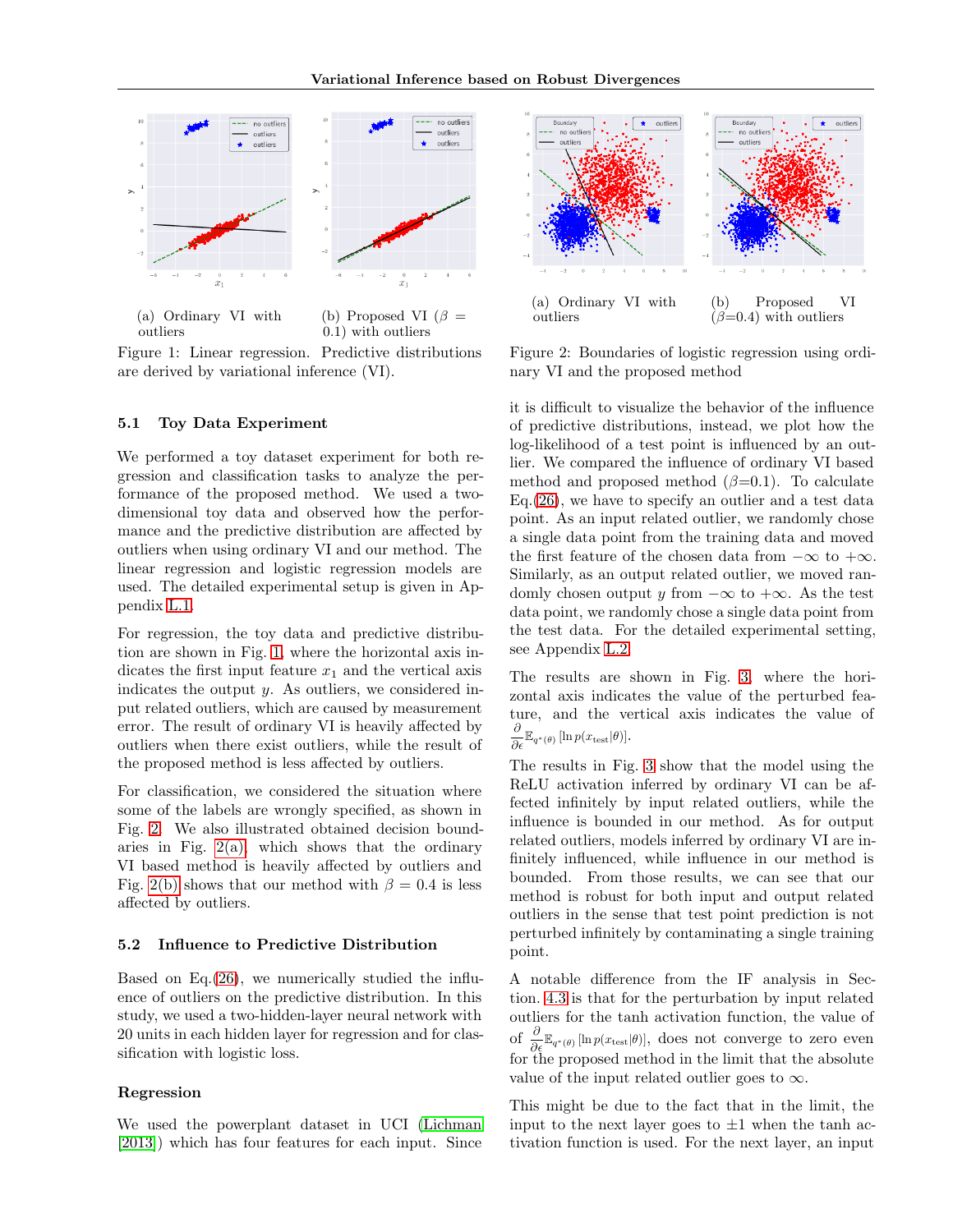(a) Ordinary VI with outliers

(b) Proposed VI ($\beta = 0.1$) with outliers

Figure 1: Linear regression. Predictive distributions are derived by variational inference (VI).

(a) Ordinary VI with outliers

(b) Proposed VI ($\beta$=0.4) with outliers

Figure 2: Boundaries of logistic regression using ordinary VI and the proposed method

### 5.1 Toy Data Experiment

We performed a toy dataset experiment for both regression and classification tasks to analyze the performance of the proposed method. We used a two-dimensional toy data and observed how the performance and the predictive distribution are affected by outliers when using ordinary VI and our method. The linear regression and logistic regression models are used. The detailed experimental setup is given in Appendix L.1.

For regression, the toy data and predictive distribution are shown in Fig. 1, where the horizontal axis indicates the first input feature $x_1$ and the vertical axis indicates the output $y$. As outliers, we considered input related outliers, which are caused by measurement error. The result of ordinary VI is heavily affected by outliers when there exist outliers, while the result of the proposed method is less affected by outliers.

For classification, we considered the situation where some of the labels are wrongly specified, as shown in Fig. 2. We also illustrated obtained decision boundaries in Fig. 2(a), which shows that the ordinary VI based method is heavily affected by outliers and Fig. 2(b) shows that our method with $\beta = 0.4$ is less affected by outliers.

### 5.2 Influence to Predictive Distribution

Based on Eq.(26), we numerically studied the influence of outliers on the predictive distribution. In this study, we used a two-hidden-layer neural network with 20 units in each hidden layer for regression and for classification with logistic loss.

#### Regression

We used the powerplant dataset in UCI (Lichman [2013]) which has four features for each input. Since it is difficult to visualize the behavior of the influence of predictive distributions, instead, we plot how the log-likelihood of a test point is influenced by an outlier. We compared the influence of ordinary VI based method and proposed method ($\beta$=0.1). To calculate Eq.(26), we have to specify an outlier and a test data point. As an input related outlier, we randomly chose a single data point from the training data and moved the first feature of the chosen data from $-\infty$ to $+\infty$. Similarly, as an output related outlier, we moved randomly chosen output $y$ from $-\infty$ to $+\infty$. As the test data point, we randomly chose a single data point from the test data. For the detailed experimental setting, see Appendix L.2.

The results are shown in Fig. 3, where the horizontal axis indicates the value of the perturbed feature, and the vertical axis indicates the value of $\frac{\partial}{\partial\epsilon}\mathbb{E}_{q^*(\theta)}[\ln p(x_{\text{test}}|\theta)]$.

The results in Fig. 3 show that the model using the ReLU activation inferred by ordinary VI can be affected infinitely by input related outliers, while the influence is bounded in our method. As for output related outliers, models inferred by ordinary VI are infinitely influenced, while influence in our method is bounded. From those results, we can see that our method is robust for both input and output related outliers in the sense that test point prediction is not perturbed infinitely by contaminating a single training point.

A notable difference from the IF analysis in Section. 4.3 is that for the perturbation by input related outliers for the tanh activation function, the value of $\frac{\partial}{\partial\epsilon}\mathbb{E}_{q^*(\theta)}[\ln p(x_{\text{test}}|\theta)]$, does not converge to zero even for the proposed method in the limit that the absolute value of the input related outlier goes to $\infty$.

This might be due to the fact that in the limit, the input to the next layer goes to $\pm 1$ when the tanh activation function is used. For the next layer, an input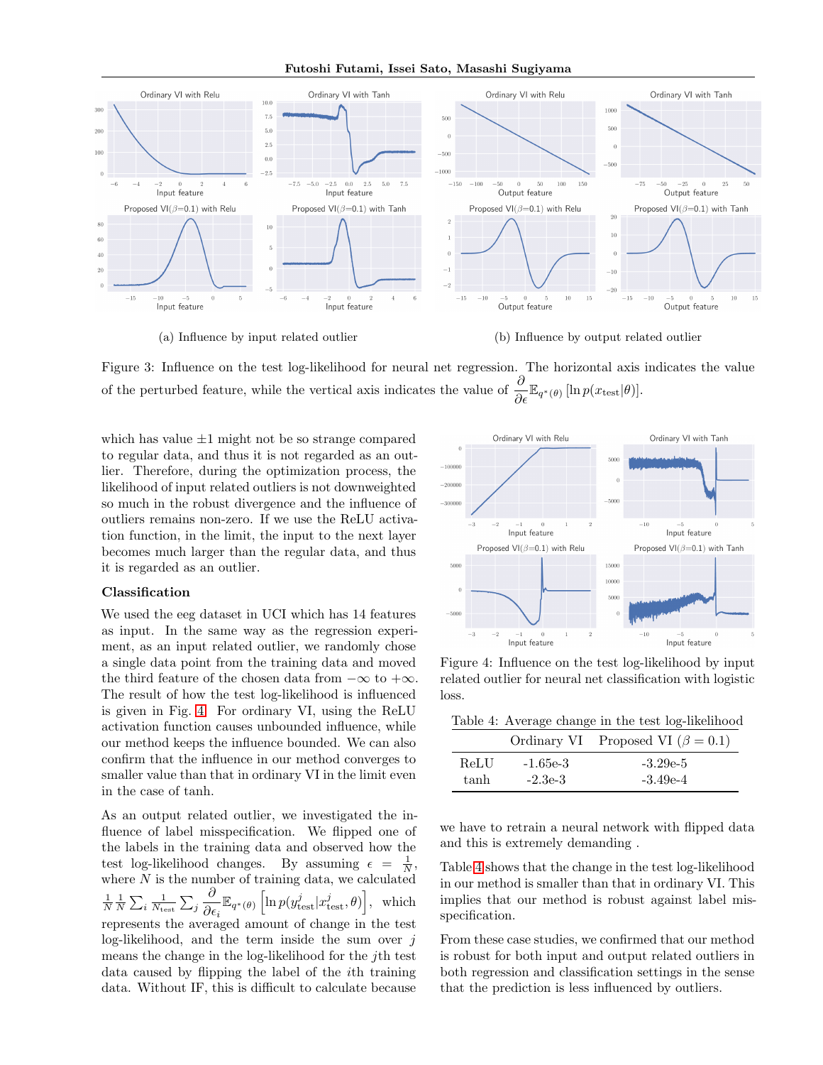Figure 3: Influence on the test log-likelihood for neural net regression. The horizontal axis indicates the value of the perturbed feature, while the vertical axis indicates the value of $\frac{\partial}{\partial \epsilon}\mathbb{E}_{q^*(\theta)}\left[\ln p(x_{\text{test}}|\theta)\right]$.

(a) Influence by input related outlier

(b) Influence by output related outlier

which has value $\pm 1$ might not be so strange compared to regular data, and thus it is not regarded as an outlier. Therefore, during the optimization process, the likelihood of input related outliers is not downweighted so much in the robust divergence and the influence of outliers remains non-zero. If we use the ReLU activation function, in the limit, the input to the next layer becomes much larger than the regular data, and thus it is regarded as an outlier.

**Classification**

We used the eeg dataset in UCI which has 14 features as input. In the same way as the regression experiment, as an input related outlier, we randomly chose a single data point from the training data and moved the third feature of the chosen data from $-\infty$ to $+\infty$. The result of how the test log-likelihood is influenced is given in Fig. 4. For ordinary VI, using the ReLU activation function causes unbounded influence, while our method keeps the influence bounded. We can also confirm that the influence in our method converges to smaller value than that in ordinary VI in the limit even in the case of tanh.

As an output related outlier, we investigated the influence of label misspecification. We flipped one of the labels in the training data and observed how the test log-likelihood changes. By assuming $\epsilon = \frac{1}{N}$, where $N$ is the number of training data, we calculated $\frac{1}{N}\frac{1}{N}\sum_i \frac{1}{N_{\text{test}}}\sum_j \frac{\partial}{\partial \epsilon_i}\mathbb{E}_{q^*(\theta)}\left[\ln p(y^j_{\text{test}}|x^j_{\text{test}}, \theta)\right]$, which represents the averaged amount of change in the test log-likelihood, and the term inside the sum over $j$ means the change in the log-likelihood for the $j$th test data caused by flipping the label of the $i$th training data. Without IF, this is difficult to calculate because we have to retrain a neural network with flipped data and this is extremely demanding .

Figure 4: Influence on the test log-likelihood by input related outlier for neural net classification with logistic loss.

Table 4: Average change in the test log-likelihood

| | Ordinary VI | Proposed VI ($\beta = 0.1$) |
|---|---|---|
| ReLU | -1.65e-3 | -3.29e-5 |
| tanh | -2.3e-3 | -3.49e-4 |

Table 4 shows that the change in the test log-likelihood in our method is smaller than that in ordinary VI. This implies that our method is robust against label misspecification.

From these case studies, we confirmed that our method is robust for both input and output related outliers in both regression and classification settings in the sense that the prediction is less influenced by outliers.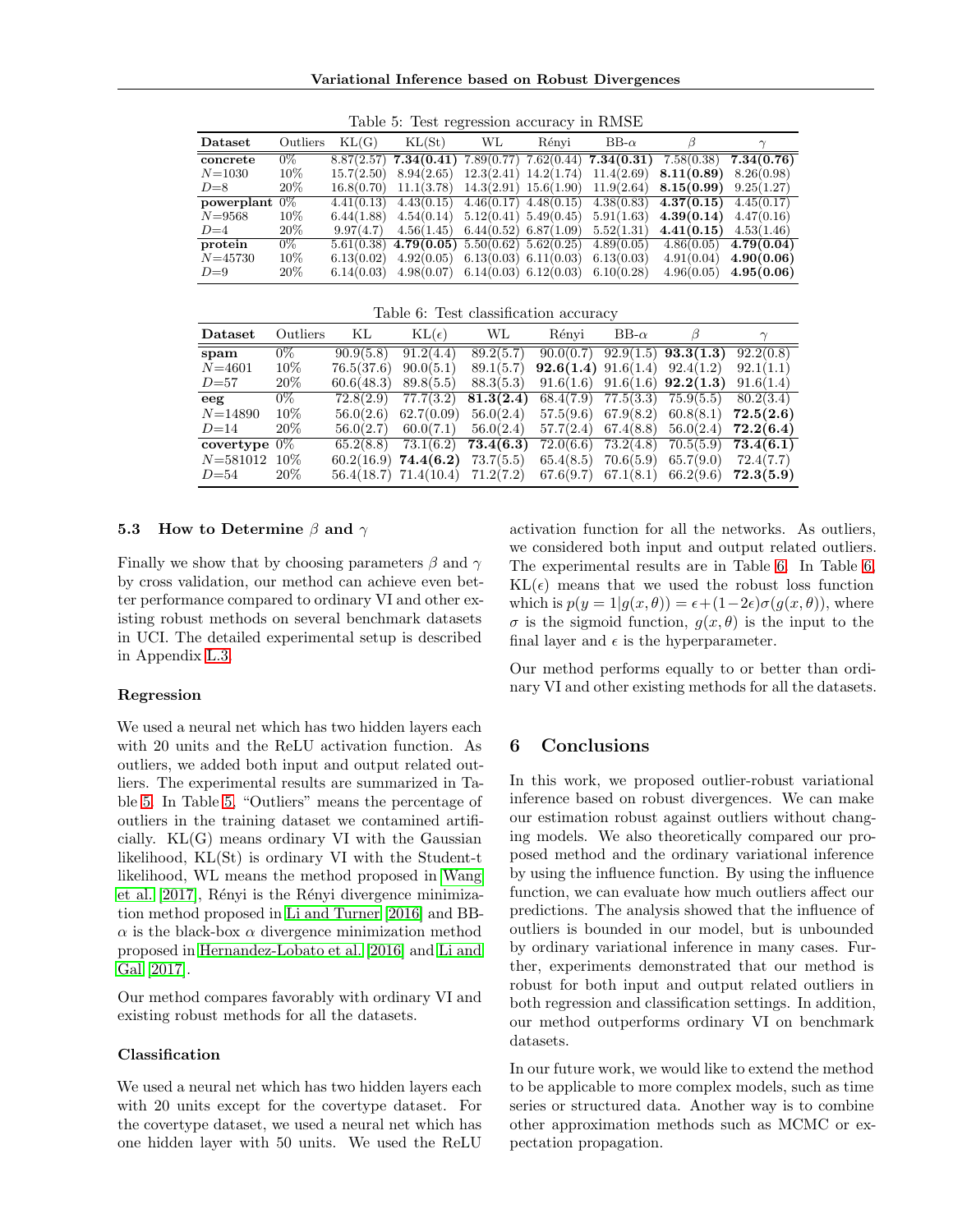Table 5: Test regression accuracy in RMSE

| Dataset | Outliers | KL(G) | KL(St) | WL | Rényi | BB-$\alpha$ | $\beta$ | $\gamma$ |
|---|---|---|---|---|---|---|---|---|
| **concrete** | 0% | 8.87(2.57) | **7.34(0.41)** | 7.89(0.77) | 7.62(0.44) | **7.34(0.31)** | 7.58(0.38) | **7.34(0.76)** |
| $N$=1030 | 10% | 15.7(2.50) | 8.94(2.65) | 12.3(2.41) | 14.2(1.74) | 11.4(2.69) | **8.11(0.89)** | 8.26(0.98) |
| $D$=8 | 20% | 16.8(0.70) | 11.1(3.78) | 14.3(2.91) | 15.6(1.90) | 11.9(2.64) | **8.15(0.99)** | 9.25(1.27) |
| **powerplant** | 0% | 4.41(0.13) | 4.43(0.15) | 4.46(0.17) | 4.48(0.15) | 4.38(0.83) | **4.37(0.15)** | 4.45(0.17) |
| $N$=9568 | 10% | 6.44(1.88) | 4.54(0.14) | 5.12(0.41) | 5.49(0.45) | 5.91(1.63) | **4.39(0.14)** | 4.47(0.16) |
| $D$=4 | 20% | 9.97(4.7) | 4.56(1.45) | 6.44(0.52) | 6.87(1.09) | 5.52(1.31) | **4.41(0.15)** | 4.53(1.46) |
| **protein** | 0% | 5.61(0.38) | **4.79(0.05)** | 5.50(0.62) | 5.62(0.25) | 4.89(0.05) | 4.86(0.05) | **4.79(0.04)** |
| $N$=45730 | 10% | 6.13(0.02) | 4.92(0.05) | 6.13(0.03) | 6.11(0.03) | 6.13(0.03) | 4.91(0.04) | **4.90(0.06)** |
| $D$=9 | 20% | 6.14(0.03) | 4.98(0.07) | 6.14(0.03) | 6.12(0.03) | 6.10(0.28) | 4.96(0.05) | **4.95(0.06)** |

Table 6: Test classification accuracy

| Dataset | Outliers | KL | KL($\epsilon$) | WL | Rényi | BB-$\alpha$ | $\beta$ | $\gamma$ |
|---|---|---|---|---|---|---|---|---|
| **spam** | 0% | 90.9(5.8) | 91.2(4.4) | 89.2(5.7) | 90.0(0.7) | 92.9(1.5) | **93.3(1.3)** | 92.2(0.8) |
| $N$=4601 | 10% | 76.5(37.6) | 90.0(5.1) | 89.1(5.7) | **92.6(1.4)** | 91.6(1.4) | 92.4(1.2) | 92.1(1.1) |
| $D$=57 | 20% | 60.6(48.3) | 89.8(5.5) | 88.3(5.3) | 91.6(1.6) | 91.6(1.6) | **92.2(1.3)** | 91.6(1.4) |
| **eeg** | 0% | 72.8(2.9) | 77.7(3.2) | **81.3(2.4)** | 68.4(7.9) | 77.5(3.3) | 75.9(5.5) | 80.2(3.4) |
| $N$=14890 | 10% | 56.0(2.6) | 62.7(0.09) | 56.0(2.4) | 57.5(9.6) | 67.9(8.2) | 60.8(8.1) | **72.5(2.6)** |
| $D$=14 | 20% | 56.0(2.7) | 60.0(7.1) | 56.0(2.4) | 57.7(2.4) | 67.4(8.8) | 56.0(2.4) | **72.2(6.4)** |
| **covertype** | 0% | 65.2(8.8) | 73.1(6.2) | **73.4(6.3)** | 72.0(6.6) | 73.2(4.8) | 70.5(5.9) | **73.4(6.1)** |
| $N$=581012 | 10% | 60.2(16.9) | **74.4(6.2)** | 73.7(5.5) | 65.4(8.5) | 70.6(5.9) | 65.7(9.0) | 72.4(7.7) |
| $D$=54 | 20% | 56.4(18.7) | 71.4(10.4) | 71.2(7.2) | 67.6(9.7) | 67.1(8.1) | 66.2(9.6) | **72.3(5.9)** |

### 5.3 How to Determine $\beta$ and $\gamma$

Finally we show that by choosing parameters $\beta$ and $\gamma$ by cross validation, our method can achieve even better performance compared to ordinary VI and other existing robust methods on several benchmark datasets in UCI. The detailed experimental setup is described in Appendix L.3.

#### Regression

We used a neural net which has two hidden layers each with 20 units and the ReLU activation function. As outliers, we added both input and output related outliers. The experimental results are summarized in Table 5. In Table 5, "Outliers" means the percentage of outliers in the training dataset we contamined artificially. KL(G) means ordinary VI with the Gaussian likelihood, KL(St) is ordinary VI with the Student-t likelihood, WL means the method proposed in Wang et al. [2017], Rényi is the Rényi divergence minimization method proposed in Li and Turner [2016] and BB-$\alpha$ is the black-box $\alpha$ divergence minimization method proposed in Hernandez-Lobato et al. [2016] and Li and Gal [2017].

Our method compares favorably with ordinary VI and existing robust methods for all the datasets.

#### Classification

We used a neural net which has two hidden layers each with 20 units except for the covertype dataset. For the covertype dataset, we used a neural net which has one hidden layer with 50 units. We used the ReLU activation function for all the networks. As outliers, we considered both input and output related outliers. The experimental results are in Table 6. In Table 6, KL($\epsilon$) means that we used the robust loss function which is $p(y = 1|g(x, \theta)) = \epsilon + (1-2\epsilon)\sigma(g(x, \theta))$, where $\sigma$ is the sigmoid function, $g(x, \theta)$ is the input to the final layer and $\epsilon$ is the hyperparameter.

Our method performs equally to or better than ordinary VI and other existing methods for all the datasets.

## 6 Conclusions

In this work, we proposed outlier-robust variational inference based on robust divergences. We can make our estimation robust against outliers without changing models. We also theoretically compared our proposed method and the ordinary variational inference by using the influence function. By using the influence function, we can evaluate how much outliers affect our predictions. The analysis showed that the influence of outliers is bounded in our model, but is unbounded by ordinary variational inference in many cases. Further, experiments demonstrated that our method is robust for both input and output related outliers in both regression and classification settings. In addition, our method outperforms ordinary VI on benchmark datasets.

In our future work, we would like to extend the method to be applicable to more complex models, such as time series or structured data. Another way is to combine other approximation methods such as MCMC or expectation propagation.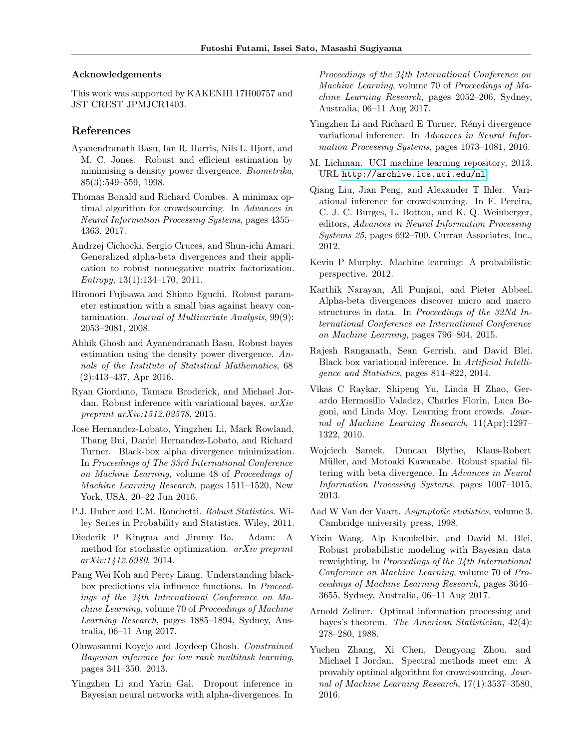### Acknowledgements

This work was supported by KAKENHI 17H00757 and JST CREST JPMJCR1403.

## References

Ayanendranath Basu, Ian R. Harris, Nils L. Hjort, and M. C. Jones. Robust and efficient estimation by minimising a density power divergence. *Biometrika*, 85(3):549–559, 1998.

Thomas Bonald and Richard Combes. A minimax optimal algorithm for crowdsourcing. In *Advances in Neural Information Processing Systems*, pages 4355–4363, 2017.

Andrzej Cichocki, Sergio Cruces, and Shun-ichi Amari. Generalized alpha-beta divergences and their application to robust nonnegative matrix factorization. *Entropy*, 13(1):134–170, 2011.

Hironori Fujisawa and Shinto Eguchi. Robust parameter estimation with a small bias against heavy contamination. *Journal of Multivariate Analysis*, 99(9): 2053–2081, 2008.

Abhik Ghosh and Ayanendranath Basu. Robust bayes estimation using the density power divergence. *Annals of the Institute of Statistical Mathematics*, 68 (2):413–437, Apr 2016.

Ryan Giordano, Tamara Broderick, and Michael Jordan. Robust inference with variational bayes. *arXiv preprint arXiv:1512.02578*, 2015.

Jose Hernandez-Lobato, Yingzhen Li, Mark Rowland, Thang Bui, Daniel Hernandez-Lobato, and Richard Turner. Black-box alpha divergence minimization. In *Proceedings of The 33rd International Conference on Machine Learning*, volume 48 of *Proceedings of Machine Learning Research*, pages 1511–1520, New York, USA, 20–22 Jun 2016.

P.J. Huber and E.M. Ronchetti. *Robust Statistics*. Wiley Series in Probability and Statistics. Wiley, 2011.

Diederik P Kingma and Jimmy Ba. Adam: A method for stochastic optimization. *arXiv preprint arXiv:1412.6980*, 2014.

Pang Wei Koh and Percy Liang. Understanding black-box predictions via influence functions. In *Proceedings of the 34th International Conference on Machine Learning*, volume 70 of *Proceedings of Machine Learning Research*, pages 1885–1894, Sydney, Australia, 06–11 Aug 2017.

Oluwasanmi Koyejo and Joydeep Ghosh. *Constrained Bayesian inference for low rank multitask learning*, pages 341–350. 2013.

Yingzhen Li and Yarin Gal. Dropout inference in Bayesian neural networks with alpha-divergences. In *Proceedings of the 34th International Conference on Machine Learning*, volume 70 of *Proceedings of Machine Learning Research*, pages 2052–206, Sydney, Australia, 06–11 Aug 2017.

Yingzhen Li and Richard E Turner. Rényi divergence variational inference. In *Advances in Neural Information Processing Systems*, pages 1073–1081, 2016.

M. Lichman. UCI machine learning repository, 2013. URL http://archive.ics.uci.edu/ml.

Qiang Liu, Jian Peng, and Alexander T Ihler. Variational inference for crowdsourcing. In F. Pereira, C. J. C. Burges, L. Bottou, and K. Q. Weinberger, editors, *Advances in Neural Information Processing Systems 25*, pages 692–700. Curran Associates, Inc., 2012.

Kevin P Murphy. Machine learning: A probabilistic perspective. 2012.

Karthik Narayan, Ali Punjani, and Pieter Abbeel. Alpha-beta divergences discover micro and macro structures in data. In *Proceedings of the 32Nd International Conference on International Conference on Machine Learning*, pages 796–804, 2015.

Rajesh Ranganath, Sean Gerrish, and David Blei. Black box variational inference. In *Artificial Intelligence and Statistics*, pages 814–822, 2014.

Vikas C Raykar, Shipeng Yu, Linda H Zhao, Gerardo Hermosillo Valadez, Charles Florin, Luca Bogoni, and Linda Moy. Learning from crowds. *Journal of Machine Learning Research*, 11(Apr):1297–1322, 2010.

Wojciech Samek, Duncan Blythe, Klaus-Robert Müller, and Motoaki Kawanabe. Robust spatial filtering with beta divergence. In *Advances in Neural Information Processing Systems*, pages 1007–1015, 2013.

Aad W Van der Vaart. *Asymptotic statistics*, volume 3. Cambridge university press, 1998.

Yixin Wang, Alp Kucukelbir, and David M. Blei. Robust probabilistic modeling with Bayesian data reweighting. In *Proceedings of the 34th International Conference on Machine Learning*, volume 70 of *Proceedings of Machine Learning Research*, pages 3646–3655, Sydney, Australia, 06–11 Aug 2017.

Arnold Zellner. Optimal information processing and bayes's theorem. *The American Statistician*, 42(4): 278–280, 1988.

Yuchen Zhang, Xi Chen, Dengyong Zhou, and Michael I Jordan. Spectral methods meet em: A provably optimal algorithm for crowdsourcing. *Journal of Machine Learning Research*, 17(1):3537–3580, 2016.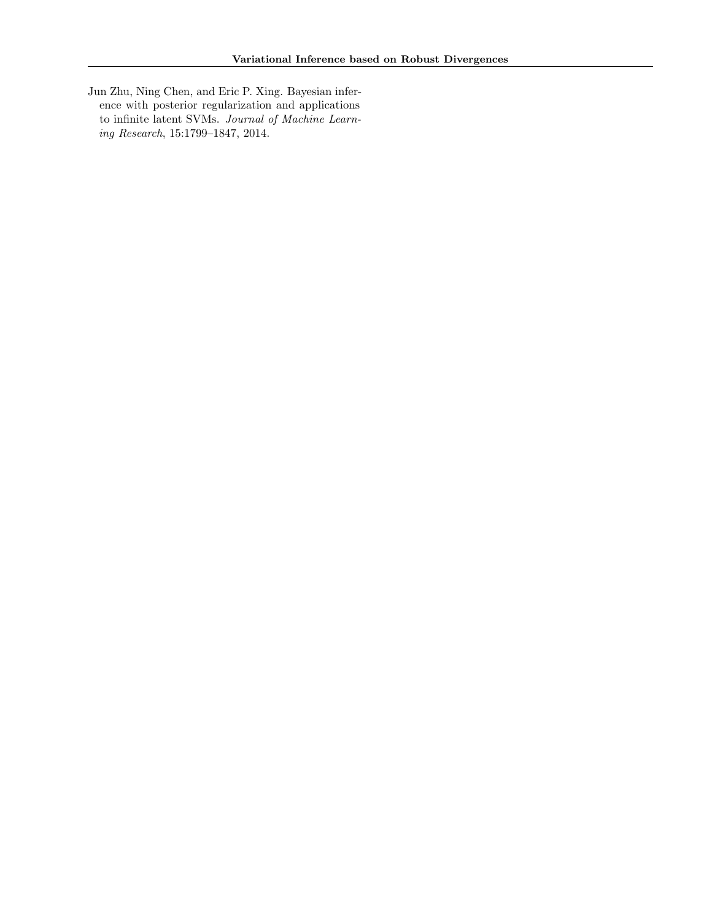Jun Zhu, Ning Chen, and Eric P. Xing. Bayesian inference with posterior regularization and applications to infinite latent SVMs. *Journal of Machine Learning Research*, 15:1799–1847, 2014.